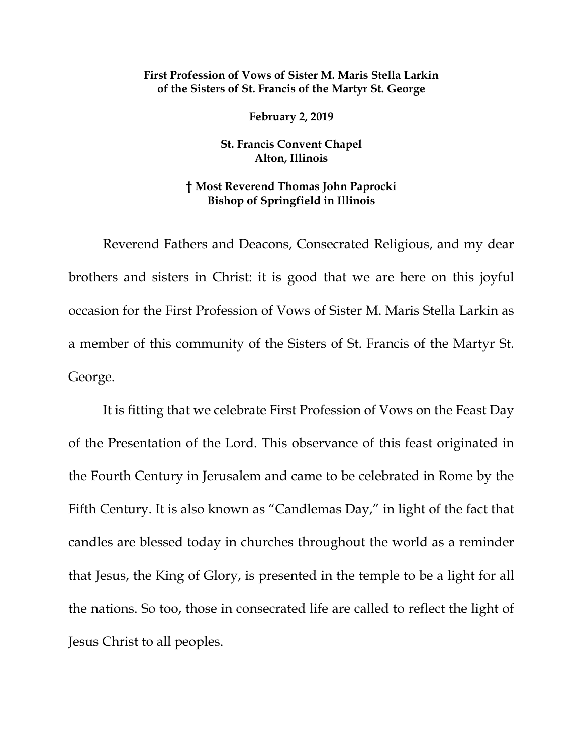**First Profession of Vows of Sister M. Maris Stella Larkin**
**of the Sisters of St. Francis of the Martyr St. George**

**February 2, 2019**

**St. Francis Convent Chapel**
**Alton, Illinois**

**† Most Reverend Thomas John Paprocki**
**Bishop of Springfield in Illinois**

Reverend Fathers and Deacons, Consecrated Religious, and my dear brothers and sisters in Christ: it is good that we are here on this joyful occasion for the First Profession of Vows of Sister M. Maris Stella Larkin as a member of this community of the Sisters of St. Francis of the Martyr St. George.

It is fitting that we celebrate First Profession of Vows on the Feast Day of the Presentation of the Lord. This observance of this feast originated in the Fourth Century in Jerusalem and came to be celebrated in Rome by the Fifth Century. It is also known as "Candlemas Day," in light of the fact that candles are blessed today in churches throughout the world as a reminder that Jesus, the King of Glory, is presented in the temple to be a light for all the nations. So too, those in consecrated life are called to reflect the light of Jesus Christ to all peoples.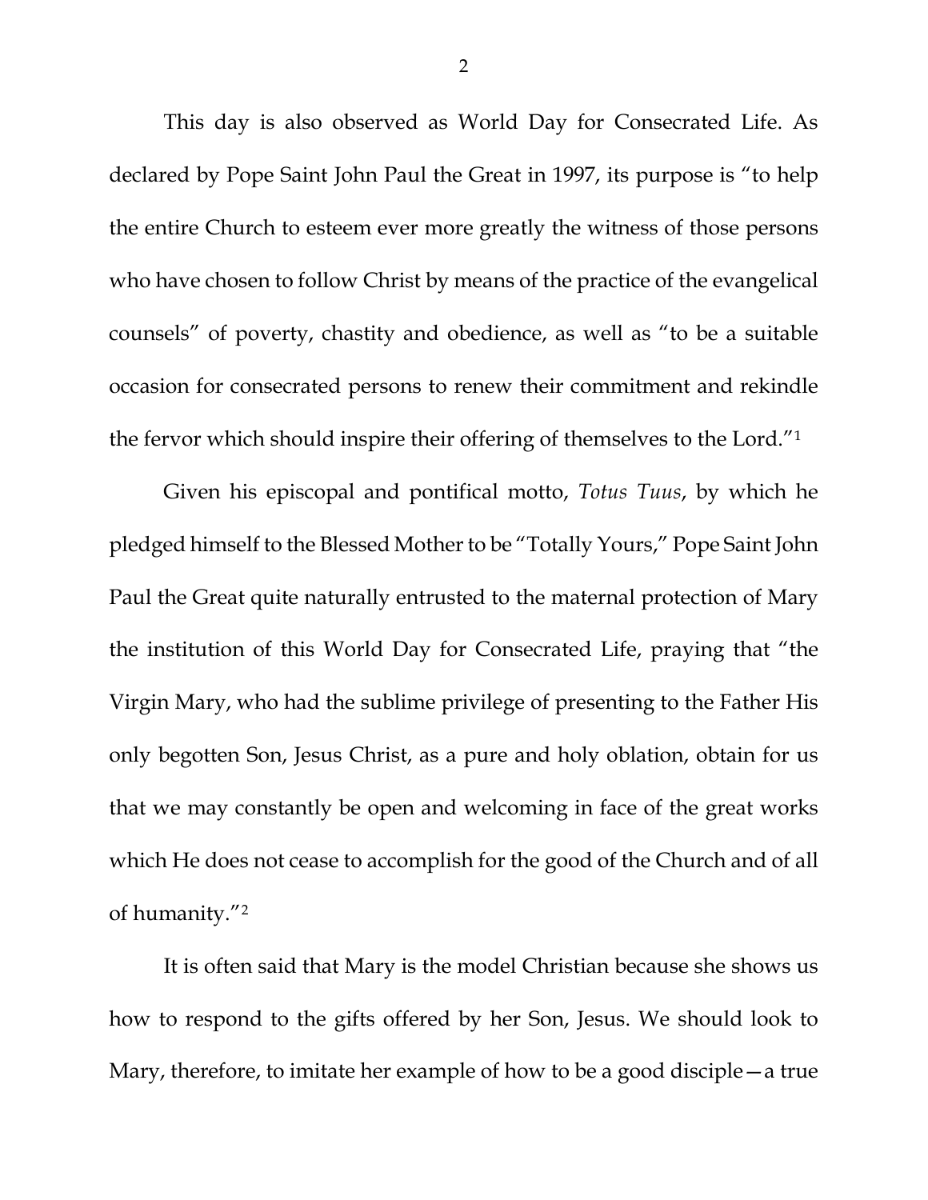This day is also observed as World Day for Consecrated Life. As declared by Pope Saint John Paul the Great in 1997, its purpose is "to help the entire Church to esteem ever more greatly the witness of those persons who have chosen to follow Christ by means of the practice of the evangelical counsels" of poverty, chastity and obedience, as well as "to be a suitable occasion for consecrated persons to renew their commitment and rekindle the fervor which should inspire their offering of themselves to the Lord."[1]

Given his episcopal and pontifical motto, *Totus Tuus*, by which he pledged himself to the Blessed Mother to be "Totally Yours," Pope Saint John Paul the Great quite naturally entrusted to the maternal protection of Mary the institution of this World Day for Consecrated Life, praying that "the Virgin Mary, who had the sublime privilege of presenting to the Father His only begotten Son, Jesus Christ, as a pure and holy oblation, obtain for us that we may constantly be open and welcoming in face of the great works which He does not cease to accomplish for the good of the Church and of all of humanity."[2]

It is often said that Mary is the model Christian because she shows us how to respond to the gifts offered by her Son, Jesus. We should look to Mary, therefore, to imitate her example of how to be a good disciple—a true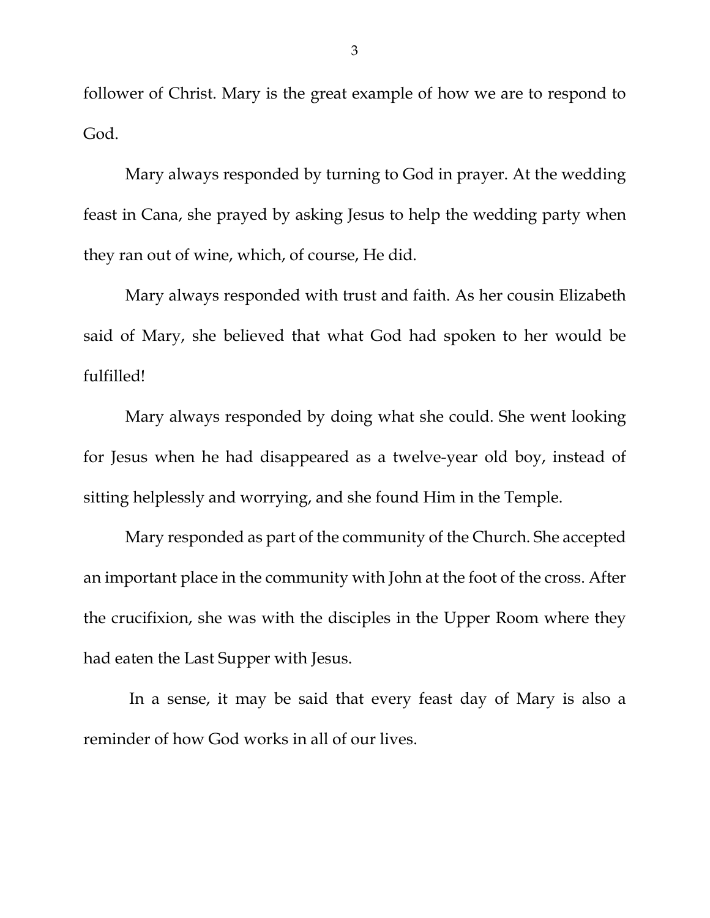follower of Christ. Mary is the great example of how we are to respond to God.

Mary always responded by turning to God in prayer. At the wedding feast in Cana, she prayed by asking Jesus to help the wedding party when they ran out of wine, which, of course, He did.

Mary always responded with trust and faith. As her cousin Elizabeth said of Mary, she believed that what God had spoken to her would be fulfilled!

Mary always responded by doing what she could. She went looking for Jesus when he had disappeared as a twelve-year old boy, instead of sitting helplessly and worrying, and she found Him in the Temple.

Mary responded as part of the community of the Church. She accepted an important place in the community with John at the foot of the cross. After the crucifixion, she was with the disciples in the Upper Room where they had eaten the Last Supper with Jesus.

In a sense, it may be said that every feast day of Mary is also a reminder of how God works in all of our lives.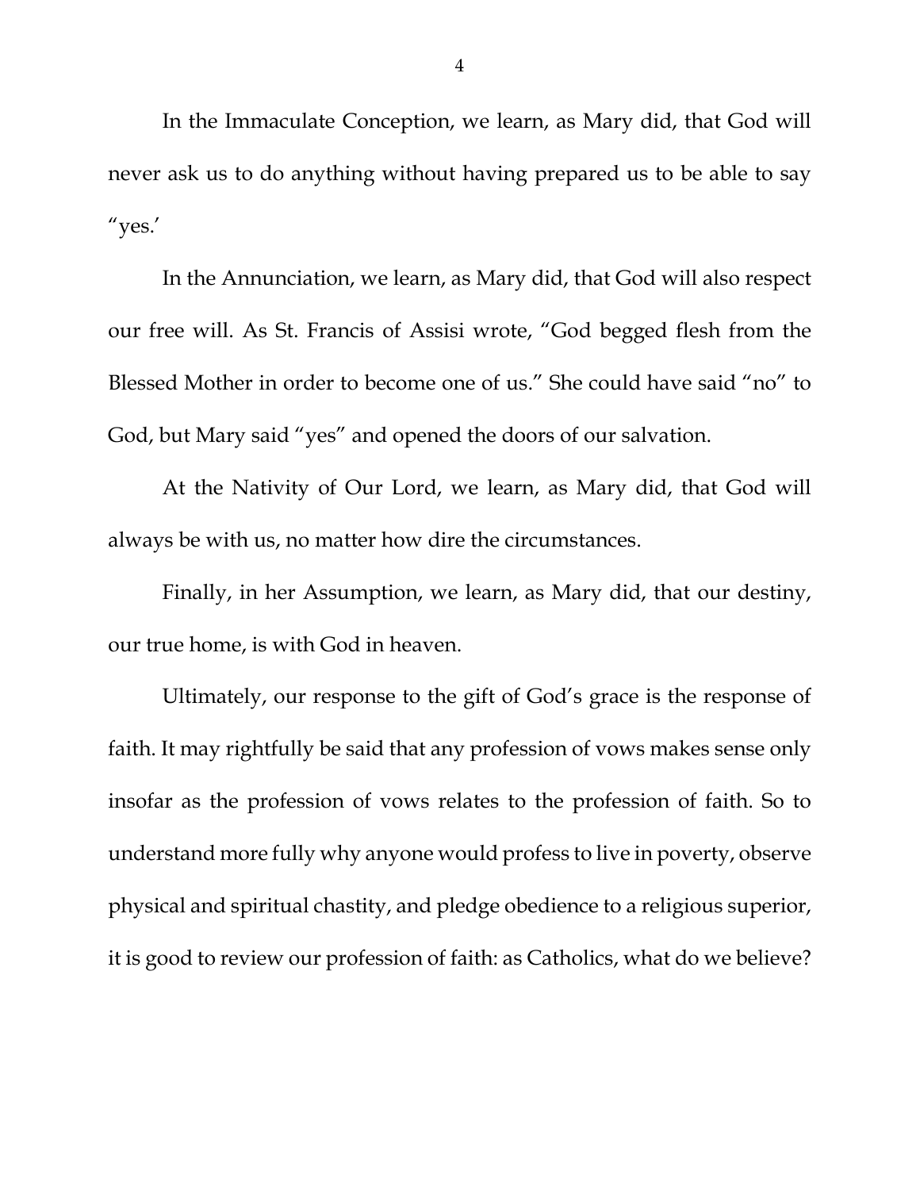In the Immaculate Conception, we learn, as Mary did, that God will never ask us to do anything without having prepared us to be able to say "yes.'

In the Annunciation, we learn, as Mary did, that God will also respect our free will. As St. Francis of Assisi wrote, "God begged flesh from the Blessed Mother in order to become one of us." She could have said "no" to God, but Mary said "yes" and opened the doors of our salvation.

At the Nativity of Our Lord, we learn, as Mary did, that God will always be with us, no matter how dire the circumstances.

Finally, in her Assumption, we learn, as Mary did, that our destiny, our true home, is with God in heaven.

Ultimately, our response to the gift of God's grace is the response of faith. It may rightfully be said that any profession of vows makes sense only insofar as the profession of vows relates to the profession of faith. So to understand more fully why anyone would profess to live in poverty, observe physical and spiritual chastity, and pledge obedience to a religious superior, it is good to review our profession of faith: as Catholics, what do we believe?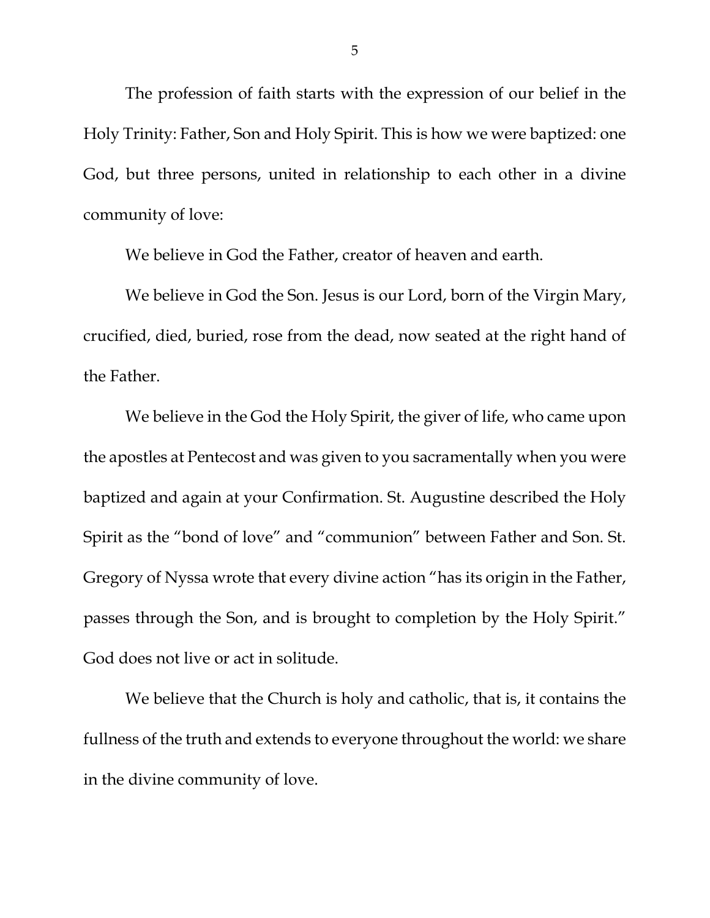The profession of faith starts with the expression of our belief in the Holy Trinity: Father, Son and Holy Spirit. This is how we were baptized: one God, but three persons, united in relationship to each other in a divine community of love:

We believe in God the Father, creator of heaven and earth.

We believe in God the Son. Jesus is our Lord, born of the Virgin Mary, crucified, died, buried, rose from the dead, now seated at the right hand of the Father.

We believe in the God the Holy Spirit, the giver of life, who came upon the apostles at Pentecost and was given to you sacramentally when you were baptized and again at your Confirmation. St. Augustine described the Holy Spirit as the "bond of love" and "communion" between Father and Son. St. Gregory of Nyssa wrote that every divine action "has its origin in the Father, passes through the Son, and is brought to completion by the Holy Spirit." God does not live or act in solitude.

We believe that the Church is holy and catholic, that is, it contains the fullness of the truth and extends to everyone throughout the world: we share in the divine community of love.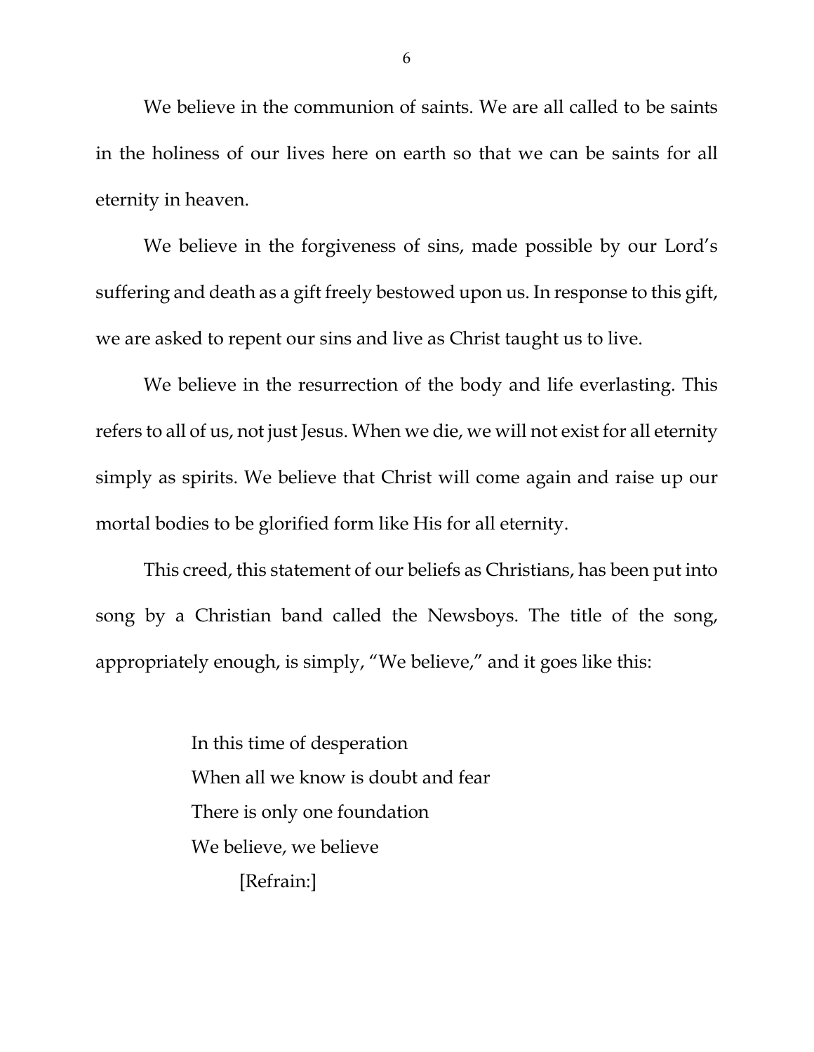We believe in the communion of saints. We are all called to be saints in the holiness of our lives here on earth so that we can be saints for all eternity in heaven.

We believe in the forgiveness of sins, made possible by our Lord's suffering and death as a gift freely bestowed upon us. In response to this gift, we are asked to repent our sins and live as Christ taught us to live.

We believe in the resurrection of the body and life everlasting. This refers to all of us, not just Jesus. When we die, we will not exist for all eternity simply as spirits. We believe that Christ will come again and raise up our mortal bodies to be glorified form like His for all eternity.

This creed, this statement of our beliefs as Christians, has been put into song by a Christian band called the Newsboys. The title of the song, appropriately enough, is simply, "We believe," and it goes like this:

> In this time of desperation
> When all we know is doubt and fear
> There is only one foundation
> We believe, we believe
>
> [Refrain:]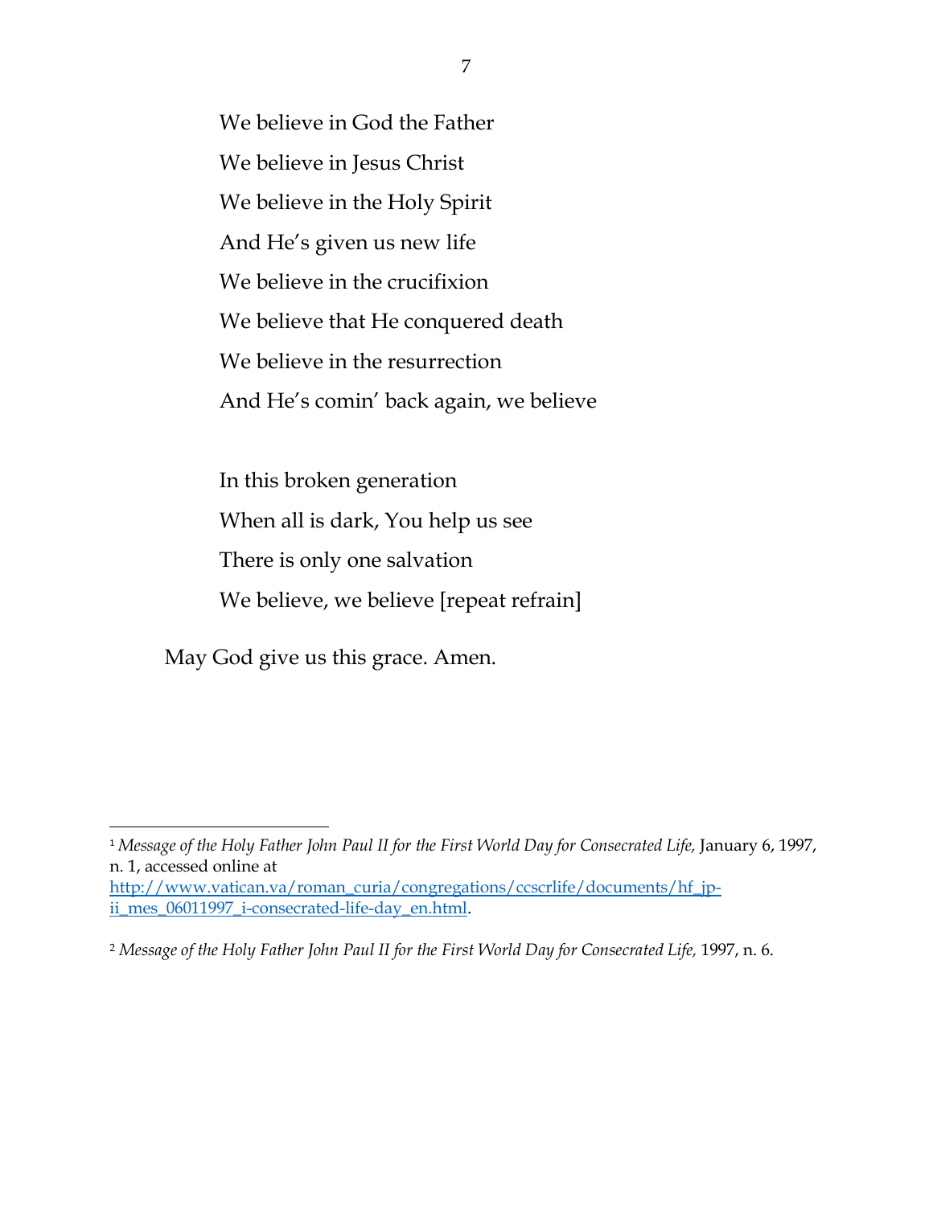We believe in God the Father  
We believe in Jesus Christ  
We believe in the Holy Spirit  
And He's given us new life  
We believe in the crucifixion  
We believe that He conquered death  
We believe in the resurrection  
And He's comin' back again, we believe

In this broken generation  
When all is dark, You help us see  
There is only one salvation  
We believe, we believe [repeat refrain]

May God give us this grace. Amen.

---

[1] *Message of the Holy Father John Paul II for the First World Day for Consecrated Life,* January 6, 1997, n. 1, accessed online at [http://www.vatican.va/roman_curia/congregations/ccscrlife/documents/hf_jp-ii_mes_06011997_i-consecrated-life-day_en.html](http://www.vatican.va/roman_curia/congregations/ccscrlife/documents/hf_jp-ii_mes_06011997_i-consecrated-life-day_en.html).

[2] *Message of the Holy Father John Paul II for the First World Day for Consecrated Life,* 1997, n. 6.